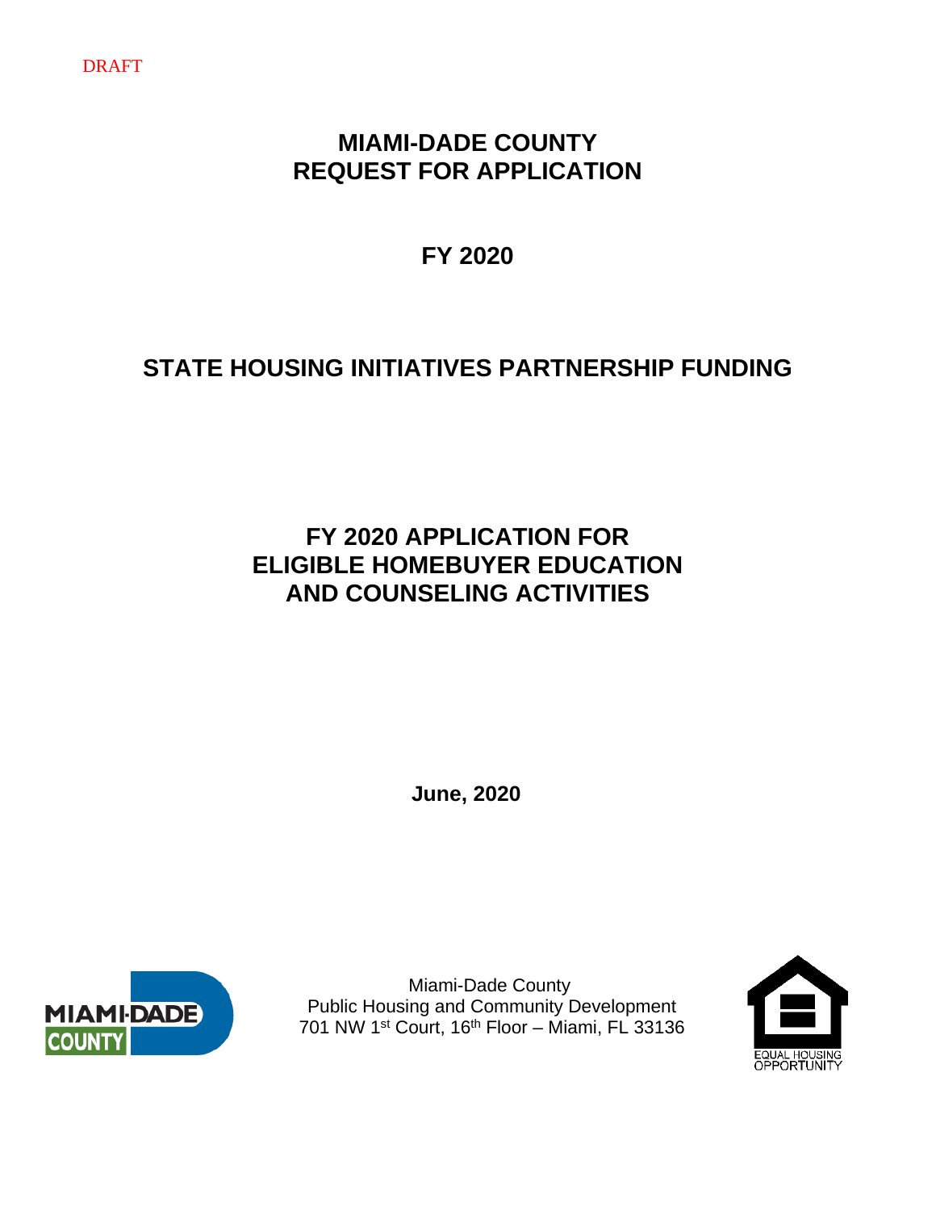DRAFT

# MIAMI-DADE COUNTY
# REQUEST FOR APPLICATION

## FY 2020

## STATE HOUSING INITIATIVES PARTNERSHIP FUNDING

## FY 2020 APPLICATION FOR ELIGIBLE HOMEBUYER EDUCATION AND COUNSELING ACTIVITIES

**June, 2020**

Miami-Dade County
Public Housing and Community Development
701 NW 1st Court, 16th Floor – Miami, FL 33136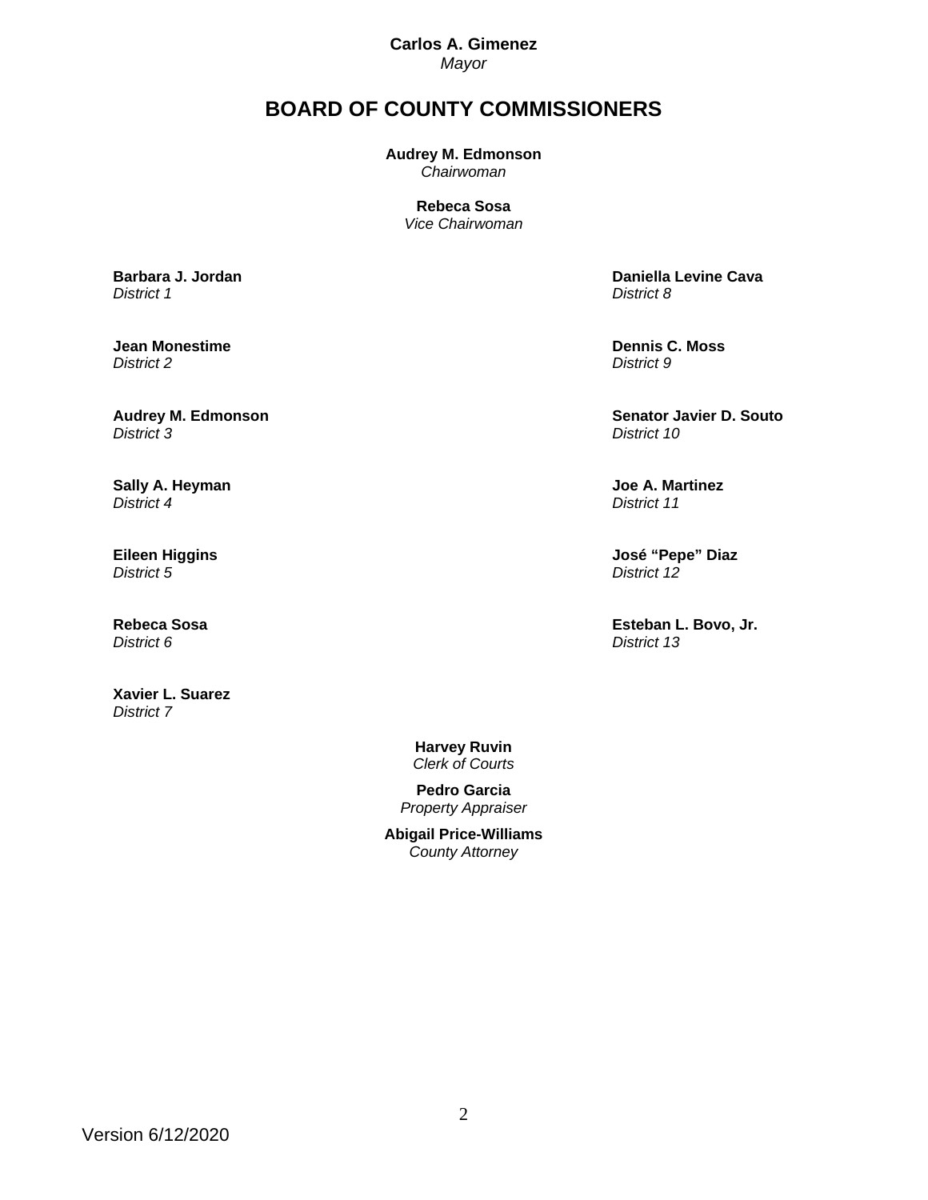**Carlos A. Gimenez**
*Mayor*

# BOARD OF COUNTY COMMISSIONERS

**Audrey M. Edmonson**
*Chairwoman*

**Rebeca Sosa**
*Vice Chairwoman*

**Barbara J. Jordan**
*District 1*

**Jean Monestime**
*District 2*

**Audrey M. Edmonson**
*District 3*

**Sally A. Heyman**
*District 4*

**Eileen Higgins**
*District 5*

**Rebeca Sosa**
*District 6*

**Xavier L. Suarez**
*District 7*

**Daniella Levine Cava**
*District 8*

**Dennis C. Moss**
*District 9*

**Senator Javier D. Souto**
*District 10*

**Joe A. Martinez**
*District 11*

**José "Pepe" Diaz**
*District 12*

**Esteban L. Bovo, Jr.**
*District 13*

**Harvey Ruvin**
*Clerk of Courts*

**Pedro Garcia**
*Property Appraiser*

**Abigail Price-Williams**
*County Attorney*

Version 6/12/2020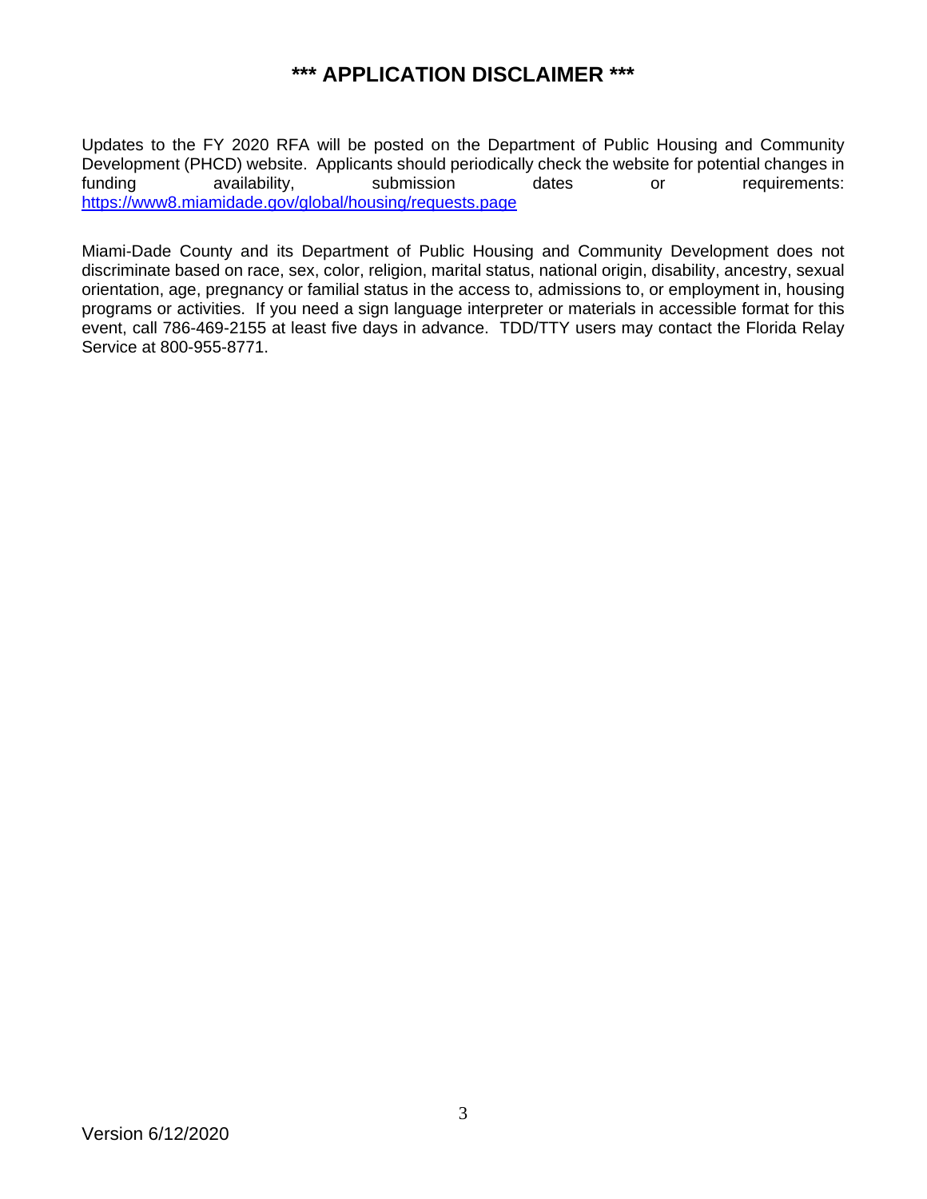# *** APPLICATION DISCLAIMER ***

Updates to the FY 2020 RFA will be posted on the Department of Public Housing and Community Development (PHCD) website. Applicants should periodically check the website for potential changes in funding availability, submission dates or requirements: https://www8.miamidade.gov/global/housing/requests.page

Miami-Dade County and its Department of Public Housing and Community Development does not discriminate based on race, sex, color, religion, marital status, national origin, disability, ancestry, sexual orientation, age, pregnancy or familial status in the access to, admissions to, or employment in, housing programs or activities. If you need a sign language interpreter or materials in accessible format for this event, call 786-469-2155 at least five days in advance. TDD/TTY users may contact the Florida Relay Service at 800-955-8771.

Version 6/12/2020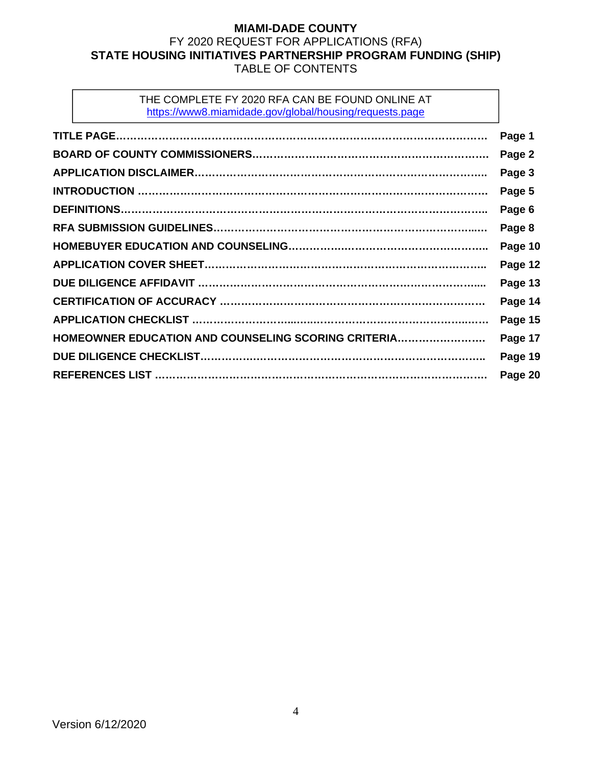# MIAMI-DADE COUNTY
## FY 2020 REQUEST FOR APPLICATIONS (RFA)
## STATE HOUSING INITIATIVES PARTNERSHIP PROGRAM FUNDING (SHIP)
## TABLE OF CONTENTS

THE COMPLETE FY 2020 RFA CAN BE FOUND ONLINE AT
https://www8.miamidade.gov/global/housing/requests.page

| | |
|---|---|
| **TITLE PAGE** | **Page 1** |
| **BOARD OF COUNTY COMMISSIONERS** | **Page 2** |
| **APPLICATION DISCLAIMER** | **Page 3** |
| **INTRODUCTION** | **Page 5** |
| **DEFINITIONS** | **Page 6** |
| **RFA SUBMISSION GUIDELINES** | **Page 8** |
| **HOMEBUYER EDUCATION AND COUNSELING** | **Page 10** |
| **APPLICATION COVER SHEET** | **Page 12** |
| **DUE DILIGENCE AFFIDAVIT** | **Page 13** |
| **CERTIFICATION OF ACCURACY** | **Page 14** |
| **APPLICATION CHECKLIST** | **Page 15** |
| **HOMEOWNER EDUCATION AND COUNSELING SCORING CRITERIA** | **Page 17** |
| **DUE DILIGENCE CHECKLIST** | **Page 19** |
| **REFERENCES LIST** | **Page 20** |

Version 6/12/2020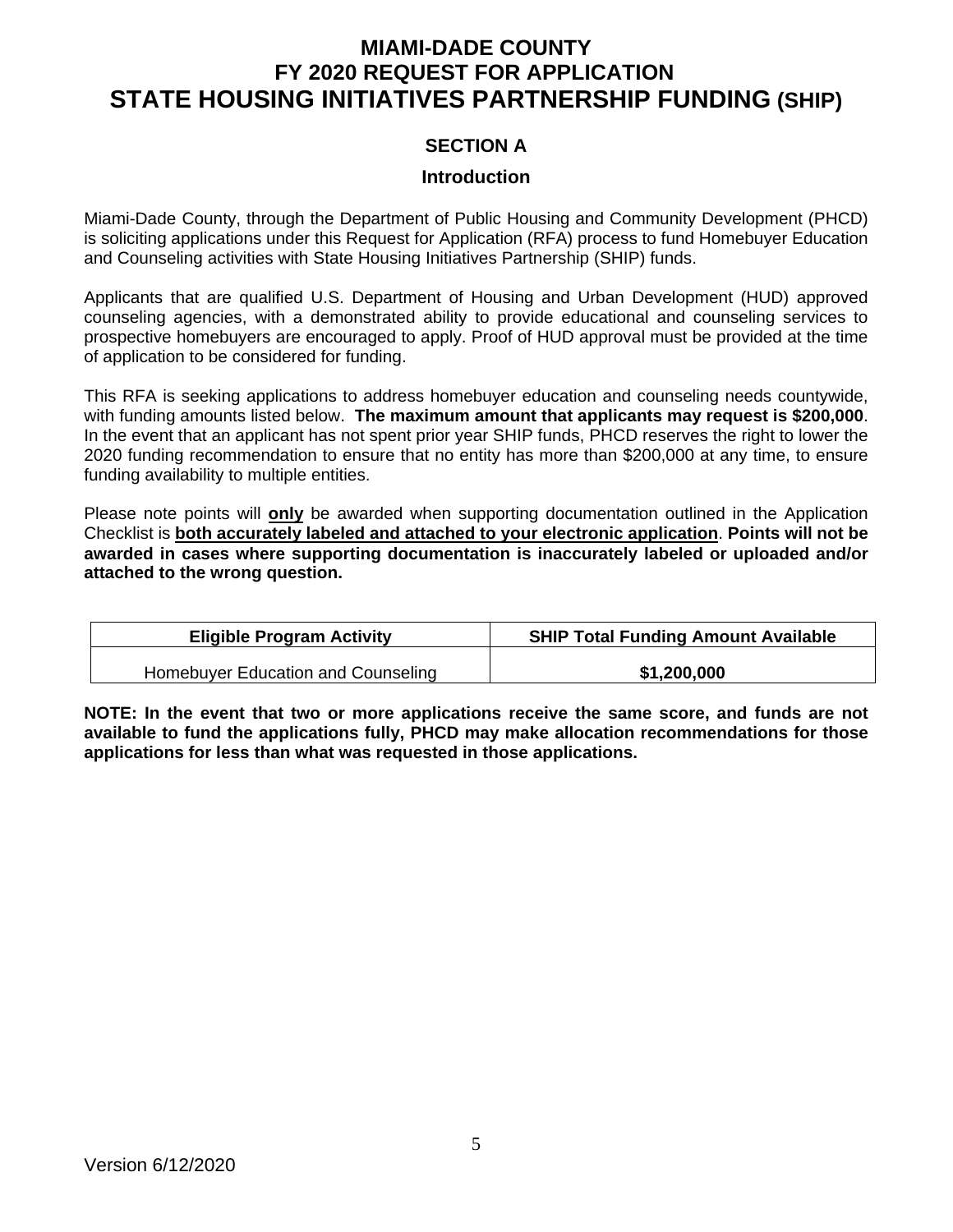# MIAMI-DADE COUNTY
# FY 2020 REQUEST FOR APPLICATION
# STATE HOUSING INITIATIVES PARTNERSHIP FUNDING (SHIP)

## SECTION A

### Introduction

Miami-Dade County, through the Department of Public Housing and Community Development (PHCD) is soliciting applications under this Request for Application (RFA) process to fund Homebuyer Education and Counseling activities with State Housing Initiatives Partnership (SHIP) funds.

Applicants that are qualified U.S. Department of Housing and Urban Development (HUD) approved counseling agencies, with a demonstrated ability to provide educational and counseling services to prospective homebuyers are encouraged to apply. Proof of HUD approval must be provided at the time of application to be considered for funding.

This RFA is seeking applications to address homebuyer education and counseling needs countywide, with funding amounts listed below. **The maximum amount that applicants may request is $200,000**. In the event that an applicant has not spent prior year SHIP funds, PHCD reserves the right to lower the 2020 funding recommendation to ensure that no entity has more than $200,000 at any time, to ensure funding availability to multiple entities.

Please note points will **only** be awarded when supporting documentation outlined in the Application Checklist is **both accurately labeled and attached to your electronic application**. **Points will not be awarded in cases where supporting documentation is inaccurately labeled or uploaded and/or attached to the wrong question.**

| Eligible Program Activity | SHIP Total Funding Amount Available |
|---|---|
| Homebuyer Education and Counseling | **$1,200,000** |

**NOTE: In the event that two or more applications receive the same score, and funds are not available to fund the applications fully, PHCD may make allocation recommendations for those applications for less than what was requested in those applications.**

Version 6/12/2020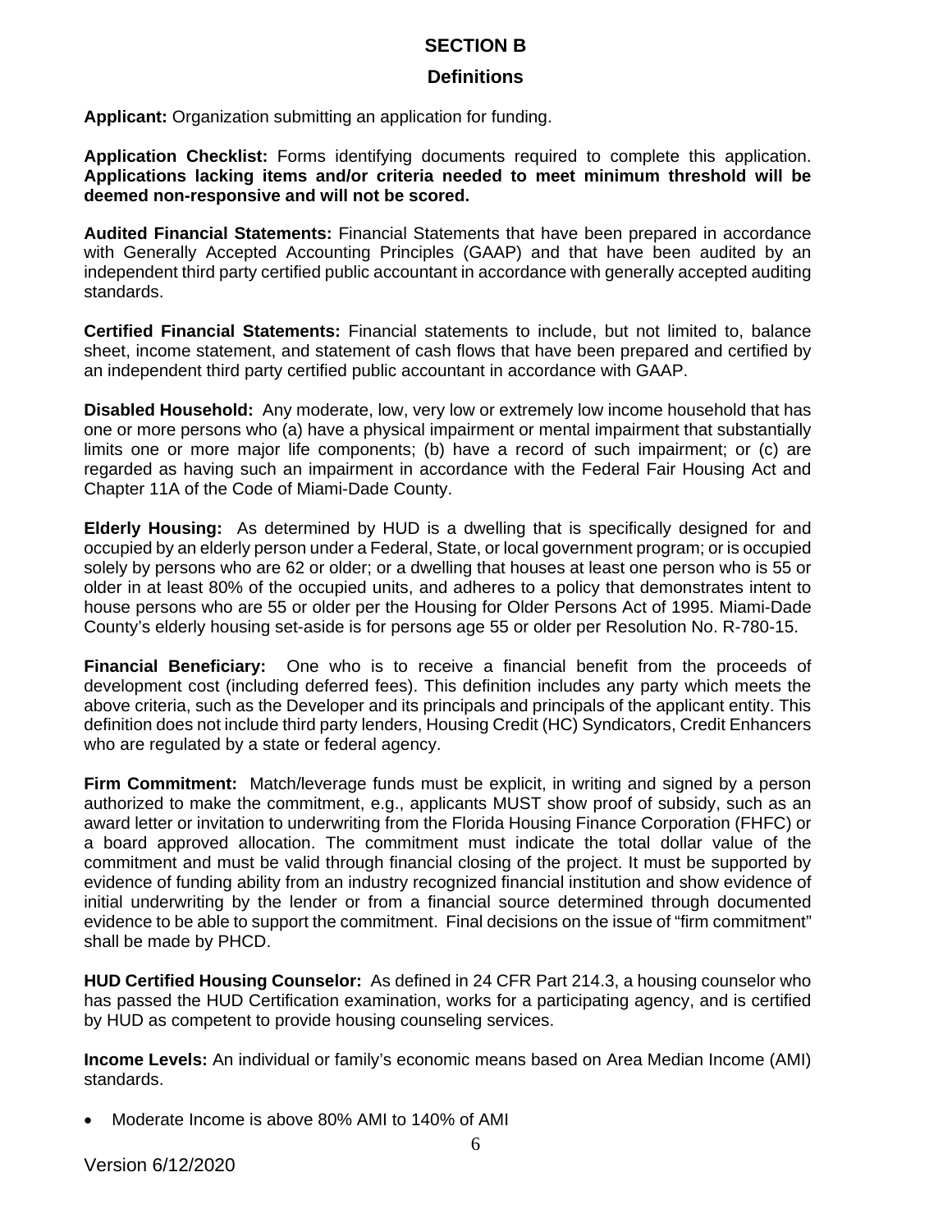## SECTION B

## Definitions

**Applicant:** Organization submitting an application for funding.

**Application Checklist:** Forms identifying documents required to complete this application. **Applications lacking items and/or criteria needed to meet minimum threshold will be deemed non-responsive and will not be scored.**

**Audited Financial Statements:** Financial Statements that have been prepared in accordance with Generally Accepted Accounting Principles (GAAP) and that have been audited by an independent third party certified public accountant in accordance with generally accepted auditing standards.

**Certified Financial Statements:** Financial statements to include, but not limited to, balance sheet, income statement, and statement of cash flows that have been prepared and certified by an independent third party certified public accountant in accordance with GAAP.

**Disabled Household:** Any moderate, low, very low or extremely low income household that has one or more persons who (a) have a physical impairment or mental impairment that substantially limits one or more major life components; (b) have a record of such impairment; or (c) are regarded as having such an impairment in accordance with the Federal Fair Housing Act and Chapter 11A of the Code of Miami-Dade County.

**Elderly Housing:** As determined by HUD is a dwelling that is specifically designed for and occupied by an elderly person under a Federal, State, or local government program; or is occupied solely by persons who are 62 or older; or a dwelling that houses at least one person who is 55 or older in at least 80% of the occupied units, and adheres to a policy that demonstrates intent to house persons who are 55 or older per the Housing for Older Persons Act of 1995. Miami-Dade County's elderly housing set-aside is for persons age 55 or older per Resolution No. R-780-15.

**Financial Beneficiary:** One who is to receive a financial benefit from the proceeds of development cost (including deferred fees). This definition includes any party which meets the above criteria, such as the Developer and its principals and principals of the applicant entity. This definition does not include third party lenders, Housing Credit (HC) Syndicators, Credit Enhancers who are regulated by a state or federal agency.

**Firm Commitment:** Match/leverage funds must be explicit, in writing and signed by a person authorized to make the commitment, e.g., applicants MUST show proof of subsidy, such as an award letter or invitation to underwriting from the Florida Housing Finance Corporation (FHFC) or a board approved allocation. The commitment must indicate the total dollar value of the commitment and must be valid through financial closing of the project. It must be supported by evidence of funding ability from an industry recognized financial institution and show evidence of initial underwriting by the lender or from a financial source determined through documented evidence to be able to support the commitment. Final decisions on the issue of "firm commitment" shall be made by PHCD.

**HUD Certified Housing Counselor:** As defined in 24 CFR Part 214.3, a housing counselor who has passed the HUD Certification examination, works for a participating agency, and is certified by HUD as competent to provide housing counseling services.

**Income Levels:** An individual or family's economic means based on Area Median Income (AMI) standards.

- Moderate Income is above 80% AMI to 140% of AMI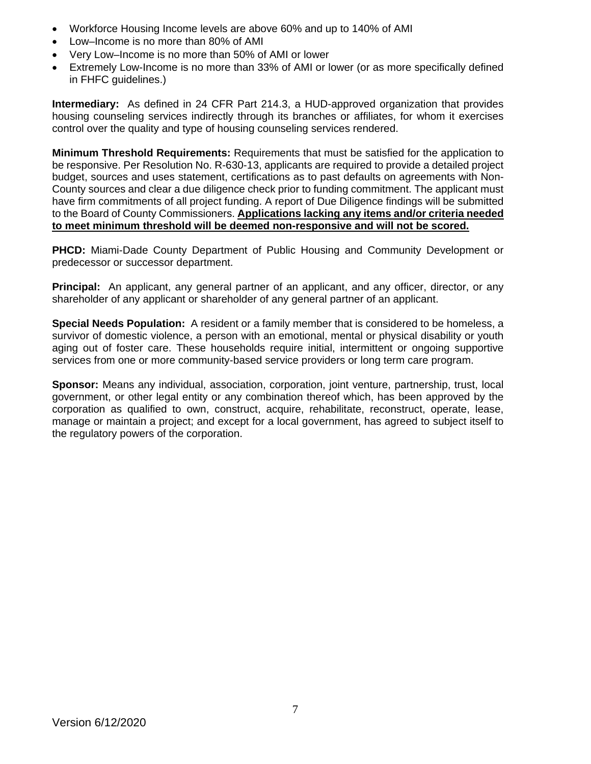- Workforce Housing Income levels are above 60% and up to 140% of AMI
- Low–Income is no more than 80% of AMI
- Very Low–Income is no more than 50% of AMI or lower
- Extremely Low-Income is no more than 33% of AMI or lower (or as more specifically defined in FHFC guidelines.)

**Intermediary:** As defined in 24 CFR Part 214.3, a HUD-approved organization that provides housing counseling services indirectly through its branches or affiliates, for whom it exercises control over the quality and type of housing counseling services rendered.

**Minimum Threshold Requirements:** Requirements that must be satisfied for the application to be responsive. Per Resolution No. R-630-13, applicants are required to provide a detailed project budget, sources and uses statement, certifications as to past defaults on agreements with Non-County sources and clear a due diligence check prior to funding commitment. The applicant must have firm commitments of all project funding. A report of Due Diligence findings will be submitted to the Board of County Commissioners. **<u>Applications lacking any items and/or criteria needed to meet minimum threshold will be deemed non-responsive and will not be scored.</u>**

**PHCD:** Miami-Dade County Department of Public Housing and Community Development or predecessor or successor department.

**Principal:** An applicant, any general partner of an applicant, and any officer, director, or any shareholder of any applicant or shareholder of any general partner of an applicant.

**Special Needs Population:** A resident or a family member that is considered to be homeless, a survivor of domestic violence, a person with an emotional, mental or physical disability or youth aging out of foster care. These households require initial, intermittent or ongoing supportive services from one or more community-based service providers or long term care program.

**Sponsor:** Means any individual, association, corporation, joint venture, partnership, trust, local government, or other legal entity or any combination thereof which, has been approved by the corporation as qualified to own, construct, acquire, rehabilitate, reconstruct, operate, lease, manage or maintain a project; and except for a local government, has agreed to subject itself to the regulatory powers of the corporation.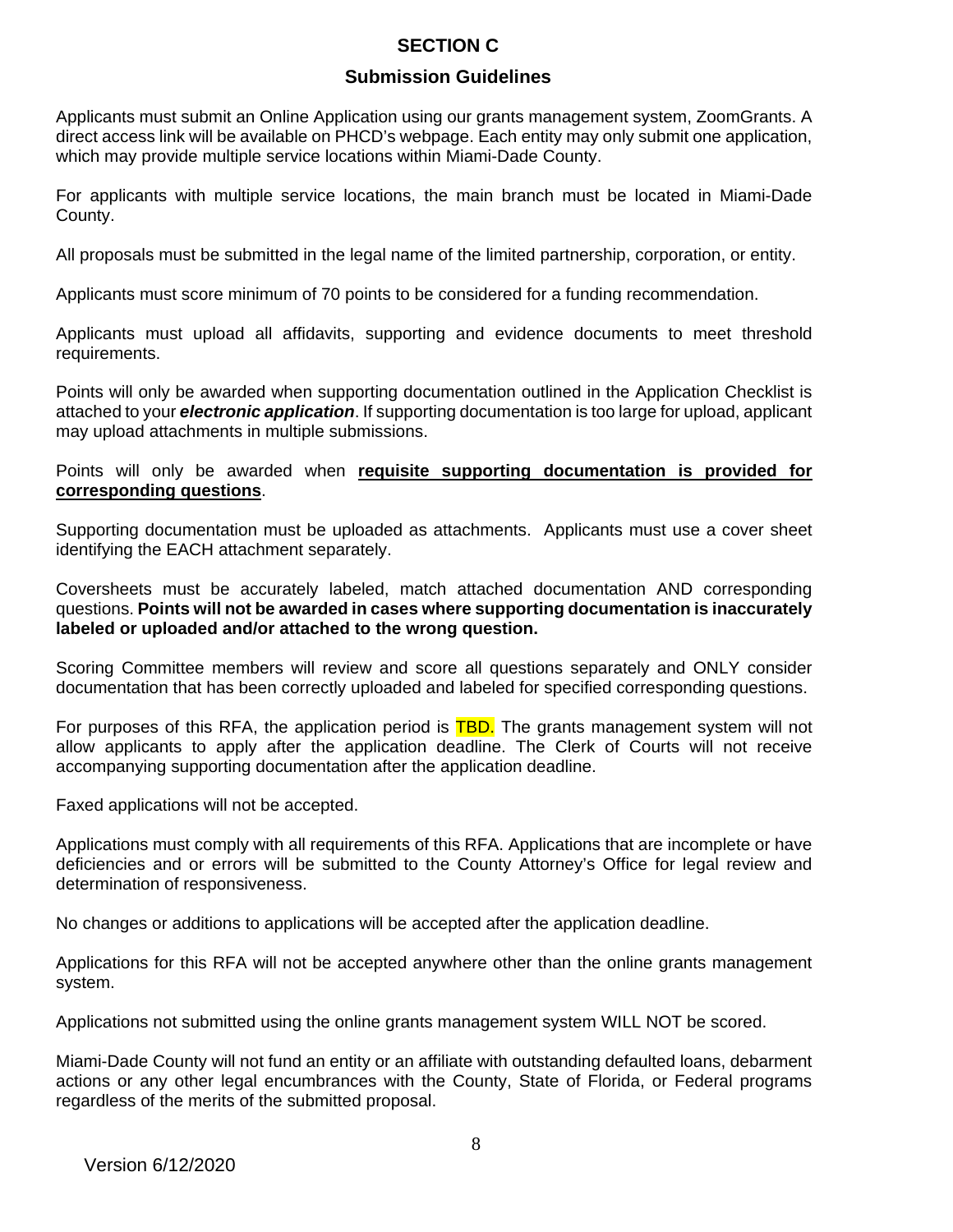# SECTION C

## Submission Guidelines

Applicants must submit an Online Application using our grants management system, ZoomGrants. A direct access link will be available on PHCD's webpage. Each entity may only submit one application, which may provide multiple service locations within Miami-Dade County.

For applicants with multiple service locations, the main branch must be located in Miami-Dade County.

All proposals must be submitted in the legal name of the limited partnership, corporation, or entity.

Applicants must score minimum of 70 points to be considered for a funding recommendation.

Applicants must upload all affidavits, supporting and evidence documents to meet threshold requirements.

Points will only be awarded when supporting documentation outlined in the Application Checklist is attached to your ***electronic application***. If supporting documentation is too large for upload, applicant may upload attachments in multiple submissions.

Points will only be awarded when **requisite supporting documentation is provided for corresponding questions**.

Supporting documentation must be uploaded as attachments. Applicants must use a cover sheet identifying the EACH attachment separately.

Coversheets must be accurately labeled, match attached documentation AND corresponding questions. **Points will not be awarded in cases where supporting documentation is inaccurately labeled or uploaded and/or attached to the wrong question.**

Scoring Committee members will review and score all questions separately and ONLY consider documentation that has been correctly uploaded and labeled for specified corresponding questions.

For purposes of this RFA, the application period is TBD. The grants management system will not allow applicants to apply after the application deadline. The Clerk of Courts will not receive accompanying supporting documentation after the application deadline.

Faxed applications will not be accepted.

Applications must comply with all requirements of this RFA. Applications that are incomplete or have deficiencies and or errors will be submitted to the County Attorney's Office for legal review and determination of responsiveness.

No changes or additions to applications will be accepted after the application deadline.

Applications for this RFA will not be accepted anywhere other than the online grants management system.

Applications not submitted using the online grants management system WILL NOT be scored.

Miami-Dade County will not fund an entity or an affiliate with outstanding defaulted loans, debarment actions or any other legal encumbrances with the County, State of Florida, or Federal programs regardless of the merits of the submitted proposal.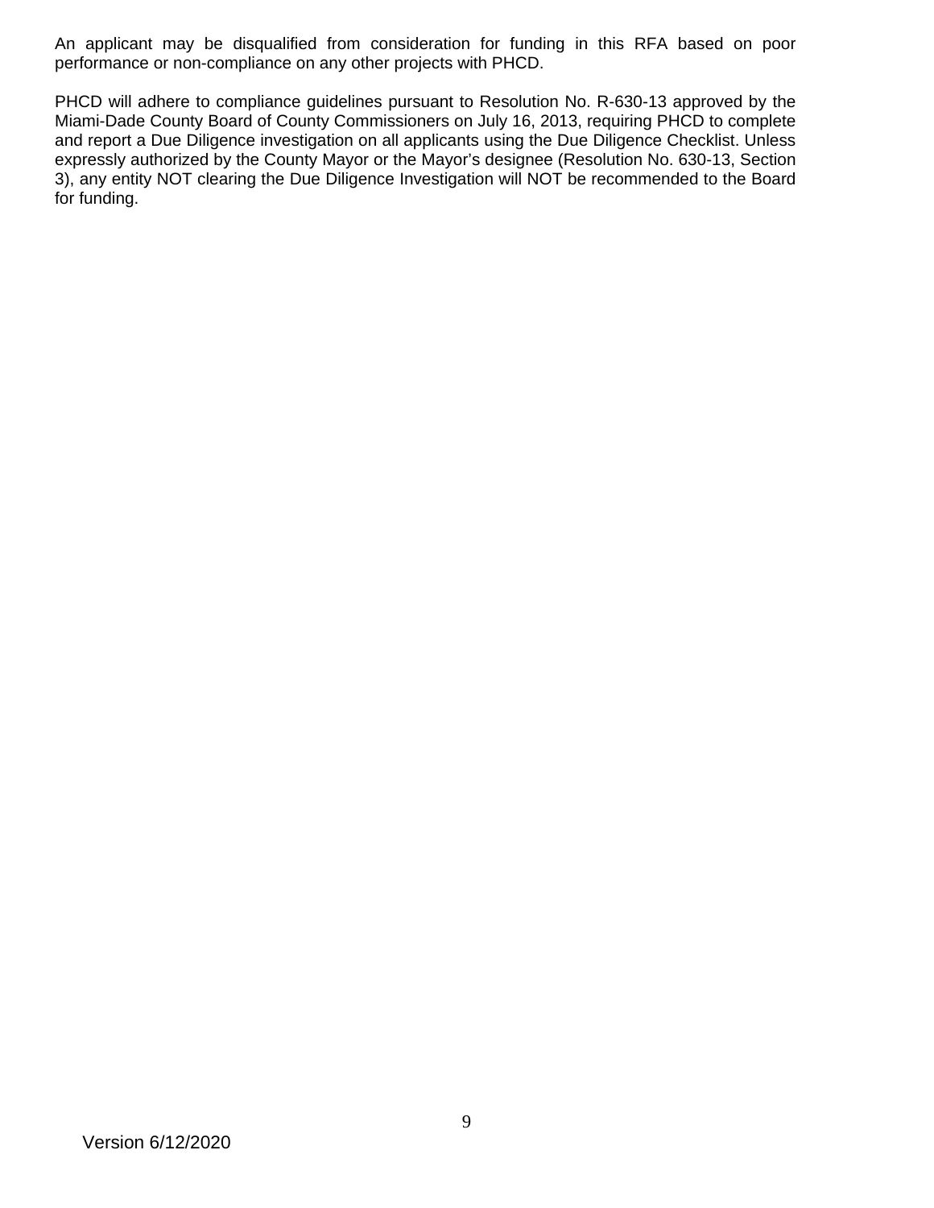An applicant may be disqualified from consideration for funding in this RFA based on poor performance or non-compliance on any other projects with PHCD.

PHCD will adhere to compliance guidelines pursuant to Resolution No. R-630-13 approved by the Miami-Dade County Board of County Commissioners on July 16, 2013, requiring PHCD to complete and report a Due Diligence investigation on all applicants using the Due Diligence Checklist. Unless expressly authorized by the County Mayor or the Mayor's designee (Resolution No. 630-13, Section 3), any entity NOT clearing the Due Diligence Investigation will NOT be recommended to the Board for funding.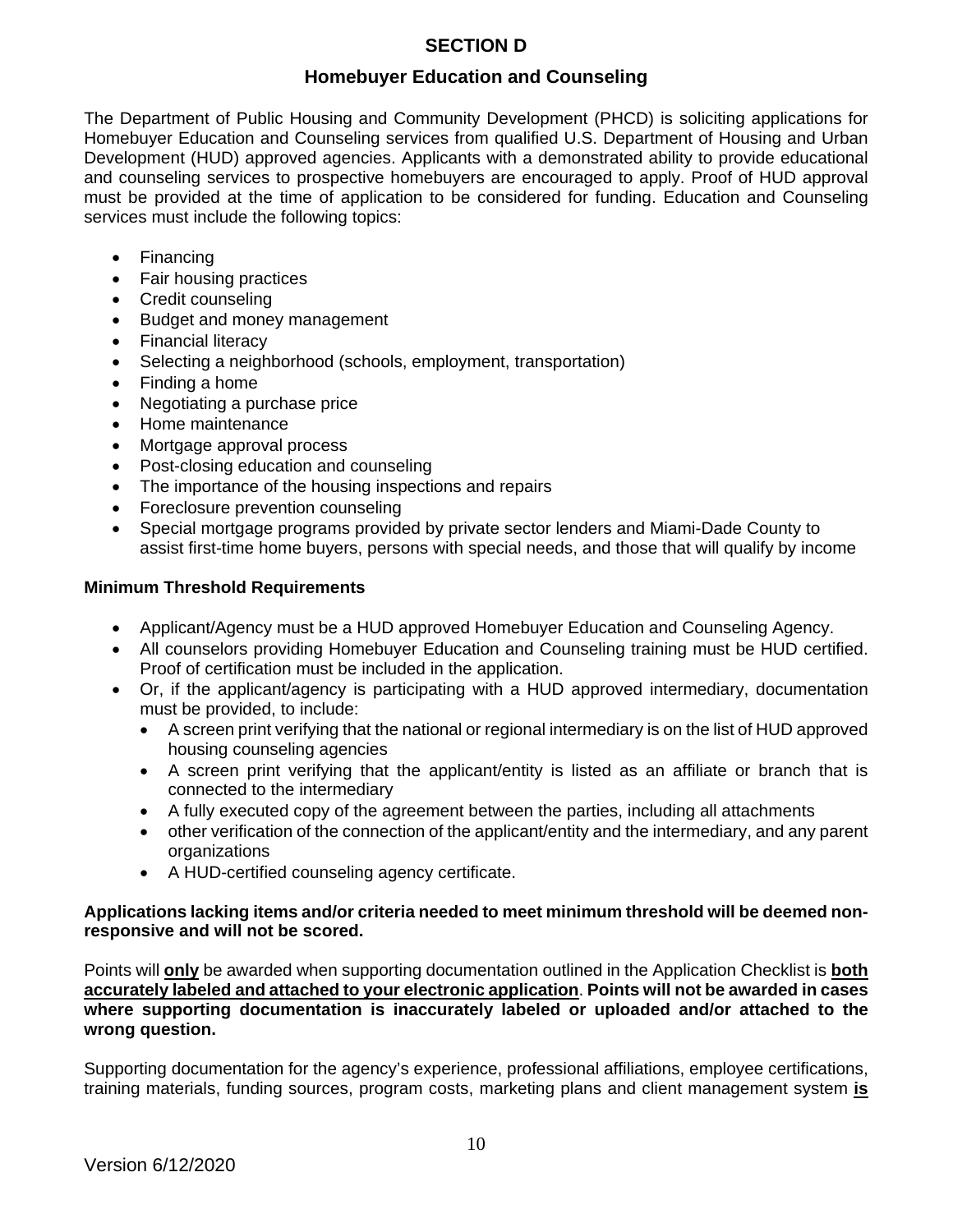## SECTION D

### Homebuyer Education and Counseling

The Department of Public Housing and Community Development (PHCD) is soliciting applications for Homebuyer Education and Counseling services from qualified U.S. Department of Housing and Urban Development (HUD) approved agencies. Applicants with a demonstrated ability to provide educational and counseling services to prospective homebuyers are encouraged to apply. Proof of HUD approval must be provided at the time of application to be considered for funding. Education and Counseling services must include the following topics:

- Financing
- Fair housing practices
- Credit counseling
- Budget and money management
- Financial literacy
- Selecting a neighborhood (schools, employment, transportation)
- Finding a home
- Negotiating a purchase price
- Home maintenance
- Mortgage approval process
- Post-closing education and counseling
- The importance of the housing inspections and repairs
- Foreclosure prevention counseling
- Special mortgage programs provided by private sector lenders and Miami-Dade County to assist first-time home buyers, persons with special needs, and those that will qualify by income

**Minimum Threshold Requirements**

- Applicant/Agency must be a HUD approved Homebuyer Education and Counseling Agency.
- All counselors providing Homebuyer Education and Counseling training must be HUD certified. Proof of certification must be included in the application.
- Or, if the applicant/agency is participating with a HUD approved intermediary, documentation must be provided, to include:
  - A screen print verifying that the national or regional intermediary is on the list of HUD approved housing counseling agencies
  - A screen print verifying that the applicant/entity is listed as an affiliate or branch that is connected to the intermediary
  - A fully executed copy of the agreement between the parties, including all attachments
  - other verification of the connection of the applicant/entity and the intermediary, and any parent organizations
  - A HUD-certified counseling agency certificate.

**Applications lacking items and/or criteria needed to meet minimum threshold will be deemed non-responsive and will not be scored.**

Points will **only** be awarded when supporting documentation outlined in the Application Checklist is **both accurately labeled and attached to your electronic application**. **Points will not be awarded in cases where supporting documentation is inaccurately labeled or uploaded and/or attached to the wrong question.**

Supporting documentation for the agency's experience, professional affiliations, employee certifications, training materials, funding sources, program costs, marketing plans and client management system **is**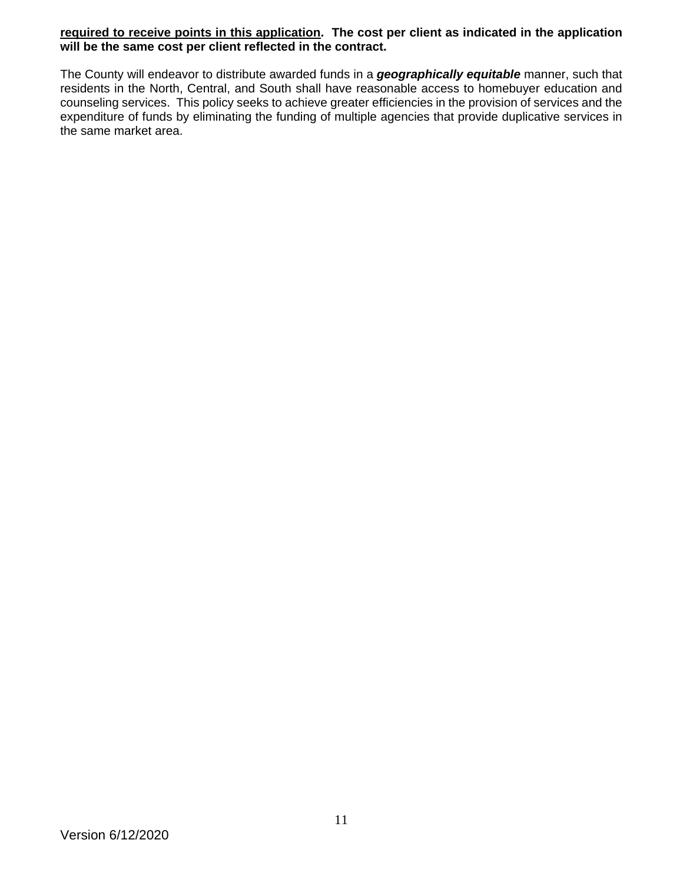**<u>required to receive points in this application</u>. The cost per client as indicated in the application will be the same cost per client reflected in the contract.**

The County will endeavor to distribute awarded funds in a ***geographically equitable*** manner, such that residents in the North, Central, and South shall have reasonable access to homebuyer education and counseling services. This policy seeks to achieve greater efficiencies in the provision of services and the expenditure of funds by eliminating the funding of multiple agencies that provide duplicative services in the same market area.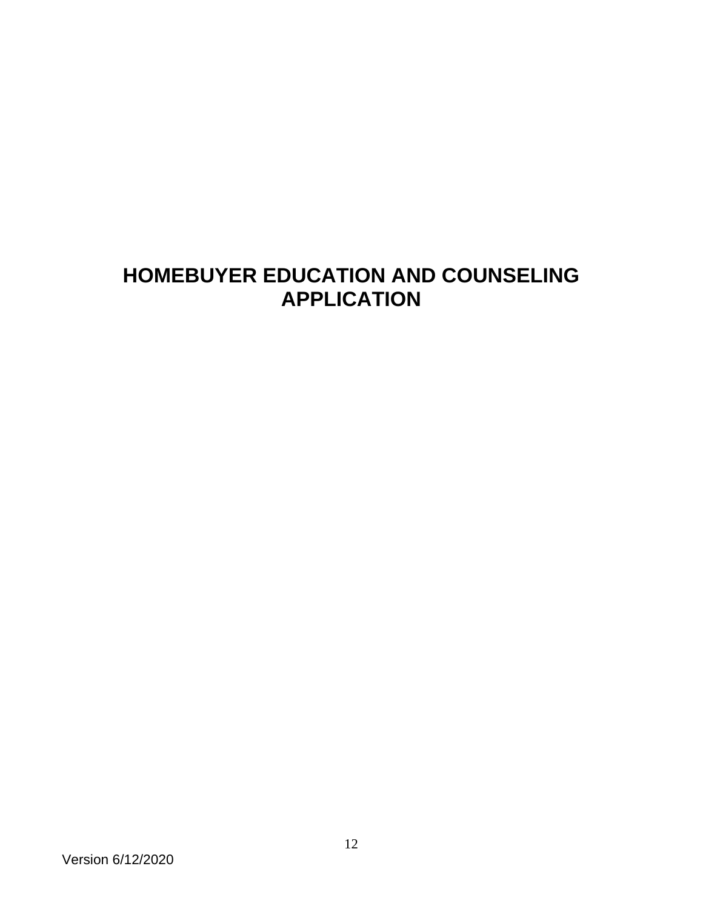# HOMEBUYER EDUCATION AND COUNSELING APPLICATION

Version 6/12/2020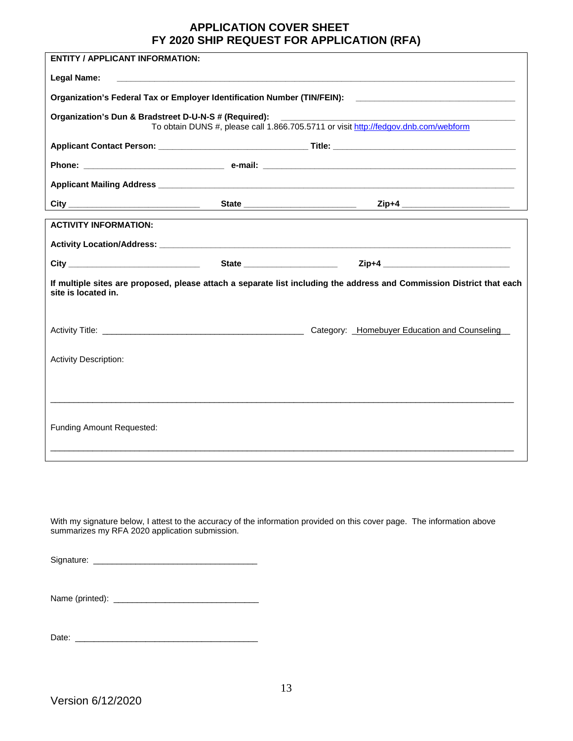# APPLICATION COVER SHEET
# FY 2020 SHIP REQUEST FOR APPLICATION (RFA)

**ENTITY / APPLICANT INFORMATION:**

**Legal Name:** ____________________________________________________________________________

**Organization's Federal Tax or Employer Identification Number (TIN/FEIN):** ______________________________

**Organization's Dun & Bradstreet D-U-N-S # (Required):** ______________________________________
To obtain DUNS #, please call 1.866.705.5711 or visit http://fedgov.dnb.com/webform

**Applicant Contact Person:** ______________________________ **Title:** ____________________________________

**Phone:** ____________________________ **e-mail:** ______________________________________________

**Applicant Mailing Address** ______________________________________________________________________

**City** __________________________ **State** ______________________ **Zip+4** ______________________

**ACTIVITY INFORMATION:**

**Activity Location/Address:** ______________________________________________________________________

**City** __________________________ **State** ____________________ **Zip+4** __________________________

**If multiple sites are proposed, please attach a separate list including the address and Commission District that each site is located in.**

Activity Title: __________________________________________ Category: _Homebuyer Education and Counseling__

Activity Description:

______________________________________________________________________________________________

Funding Amount Requested:

______________________________________________________________________________________________

With my signature below, I attest to the accuracy of the information provided on this cover page. The information above summarizes my RFA 2020 application submission.

Signature: __________________________________

Name (printed): ______________________________

Date: ______________________________________

Version 6/12/2020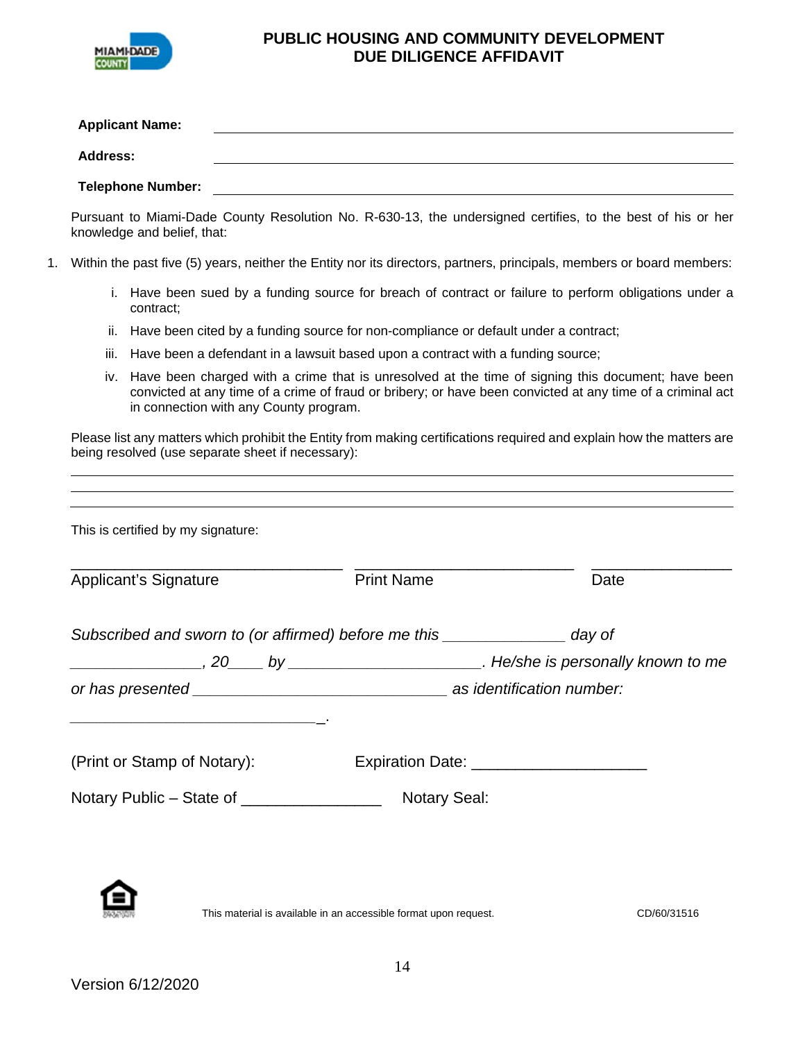# PUBLIC HOUSING AND COMMUNITY DEVELOPMENT
# DUE DILIGENCE AFFIDAVIT

**Applicant Name:** ______________________________________________

**Address:** ______________________________________________

**Telephone Number:** ______________________________________________

Pursuant to Miami-Dade County Resolution No. R-630-13, the undersigned certifies, to the best of his or her knowledge and belief, that:

1. Within the past five (5) years, neither the Entity nor its directors, partners, principals, members or board members:

   i. Have been sued by a funding source for breach of contract or failure to perform obligations under a contract;

   ii. Have been cited by a funding source for non-compliance or default under a contract;

   iii. Have been a defendant in a lawsuit based upon a contract with a funding source;

   iv. Have been charged with a crime that is unresolved at the time of signing this document; have been convicted at any time of a crime of fraud or bribery; or have been convicted at any time of a criminal act in connection with any County program.

Please list any matters which prohibit the Entity from making certifications required and explain how the matters are being resolved (use separate sheet if necessary):

______________________________________________

______________________________________________

______________________________________________

This is certified by my signature:

| ______________________________ | ______________________________ | ____________________ |
|---|---|---|
| Applicant's Signature | Print Name | Date |

*Subscribed and sworn to (or affirmed) before me this ______________ day of _______________, 20____ by ______________________. He/she is personally known to me or has presented ______________________________ as identification number: ______________________________.*

(Print or Stamp of Notary): Expiration Date: ____________________

Notary Public – State of ________________ Notary Seal:

This material is available in an accessible format upon request.

CD/60/31516

Version 6/12/2020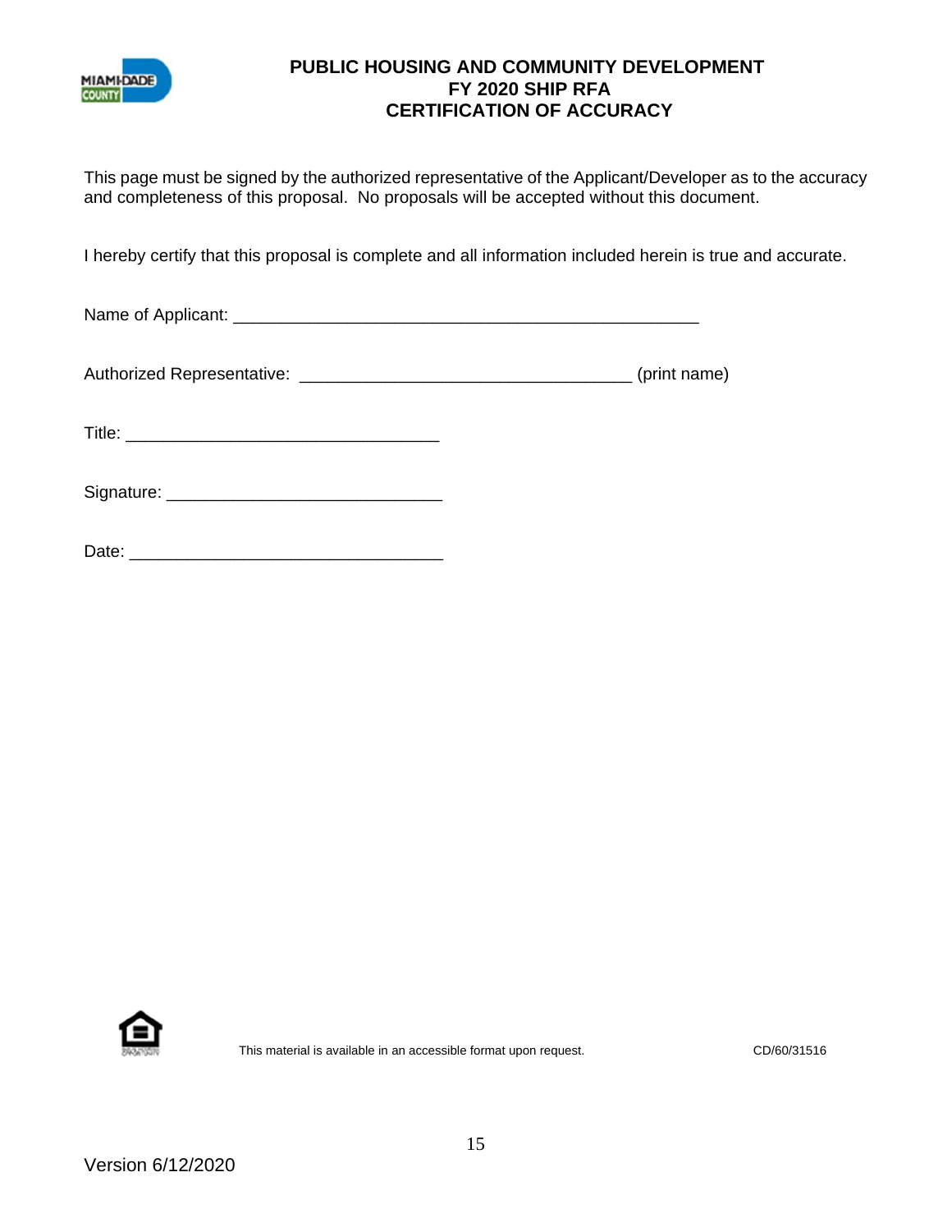# PUBLIC HOUSING AND COMMUNITY DEVELOPMENT
## FY 2020 SHIP RFA
## CERTIFICATION OF ACCURACY

This page must be signed by the authorized representative of the Applicant/Developer as to the accuracy and completeness of this proposal. No proposals will be accepted without this document.

I hereby certify that this proposal is complete and all information included herein is true and accurate.

Name of Applicant: ___________________________________________________

Authorized Representative: ____________________________________ (print name)

Title: __________________________________

Signature: ______________________________

Date: __________________________________

This material is available in an accessible format upon request. CD/60/31516

Version 6/12/2020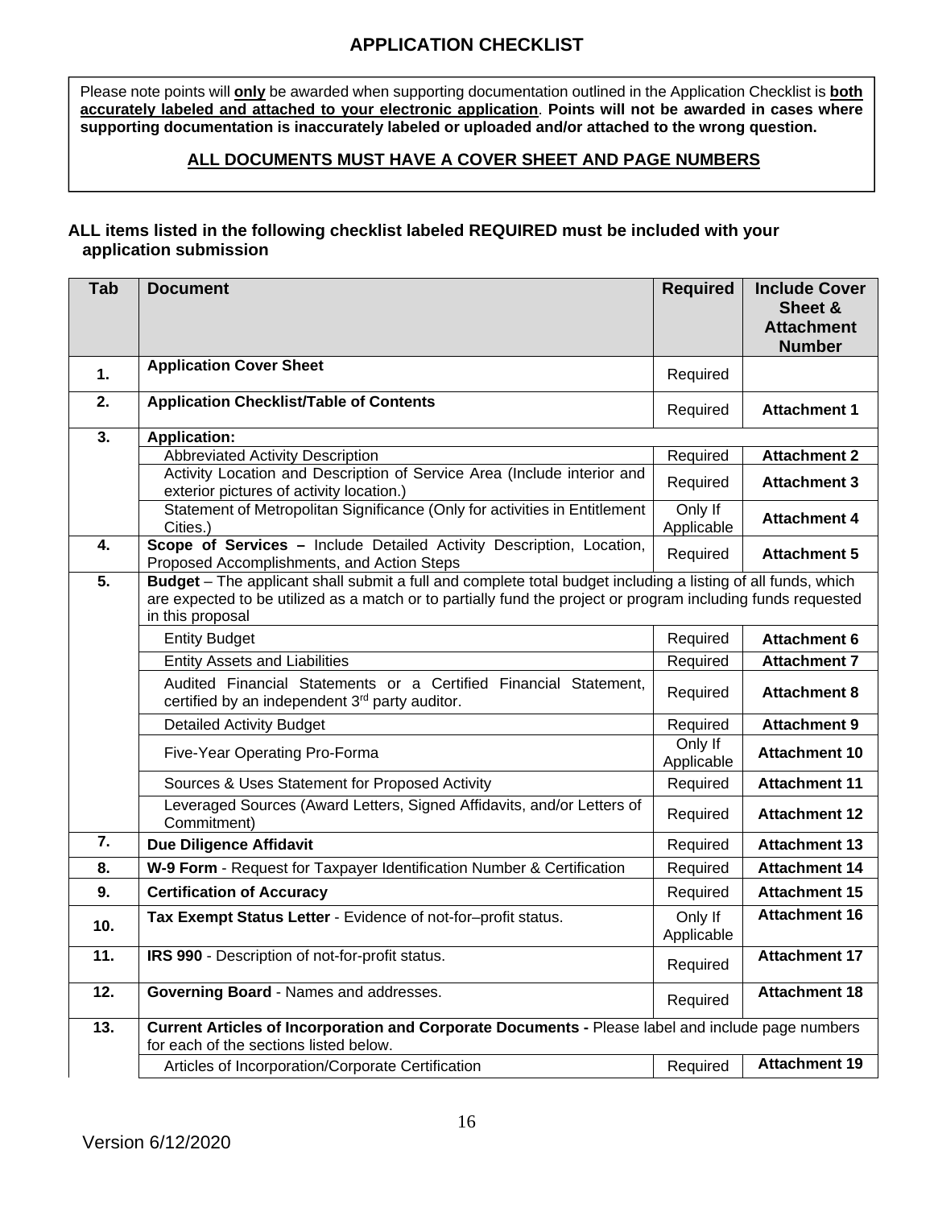# APPLICATION CHECKLIST

Please note points will **only** be awarded when supporting documentation outlined in the Application Checklist is **both accurately labeled and attached to your electronic application**. **Points will not be awarded in cases where supporting documentation is inaccurately labeled or uploaded and/or attached to the wrong question.**

**ALL DOCUMENTS MUST HAVE A COVER SHEET AND PAGE NUMBERS**

**ALL items listed in the following checklist labeled REQUIRED must be included with your application submission**

| Tab | Document | Required | Include Cover Sheet & Attachment Number |
|---|---|---|---|
| 1. | **Application Cover Sheet** | Required | |
| 2. | **Application Checklist/Table of Contents** | Required | **Attachment 1** |
| 3. | **Application:** | | |
| | Abbreviated Activity Description | Required | **Attachment 2** |
| | Activity Location and Description of Service Area (Include interior and exterior pictures of activity location.) | Required | **Attachment 3** |
| | Statement of Metropolitan Significance (Only for activities in Entitlement Cities.) | Only If Applicable | **Attachment 4** |
| 4. | **Scope of Services –** Include Detailed Activity Description, Location, Proposed Accomplishments, and Action Steps | Required | **Attachment 5** |
| 5. | **Budget** – The applicant shall submit a full and complete total budget including a listing of all funds, which are expected to be utilized as a match or to partially fund the project or program including funds requested in this proposal | | |
| | Entity Budget | Required | **Attachment 6** |
| | Entity Assets and Liabilities | Required | **Attachment 7** |
| | Audited Financial Statements or a Certified Financial Statement, certified by an independent 3rd party auditor. | Required | **Attachment 8** |
| | Detailed Activity Budget | Required | **Attachment 9** |
| | Five-Year Operating Pro-Forma | Only If Applicable | **Attachment 10** |
| | Sources & Uses Statement for Proposed Activity | Required | **Attachment 11** |
| | Leveraged Sources (Award Letters, Signed Affidavits, and/or Letters of Commitment) | Required | **Attachment 12** |
| 7. | **Due Diligence Affidavit** | Required | **Attachment 13** |
| 8. | **W-9 Form** - Request for Taxpayer Identification Number & Certification | Required | **Attachment 14** |
| 9. | **Certification of Accuracy** | Required | **Attachment 15** |
| 10. | **Tax Exempt Status Letter** - Evidence of not-for–profit status. | Only If Applicable | **Attachment 16** |
| 11. | **IRS 990** - Description of not-for-profit status. | Required | **Attachment 17** |
| 12. | **Governing Board** - Names and addresses. | Required | **Attachment 18** |
| 13. | **Current Articles of Incorporation and Corporate Documents -** Please label and include page numbers for each of the sections listed below. | | |
| | Articles of Incorporation/Corporate Certification | Required | **Attachment 19** |

Version 6/12/2020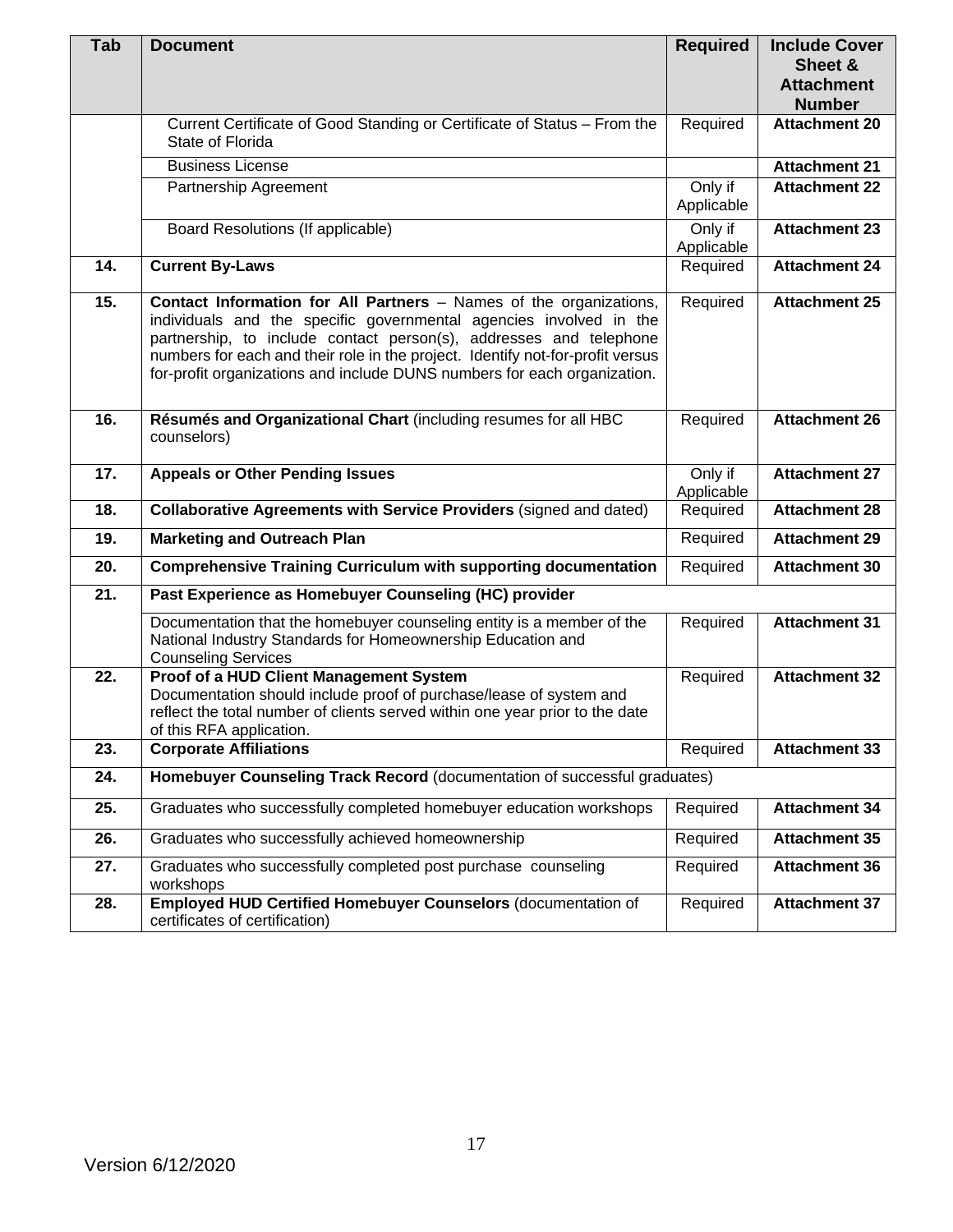| Tab | Document | Required | Include Cover Sheet & Attachment Number |
|---|---|---|---|
| | Current Certificate of Good Standing or Certificate of Status – From the State of Florida | Required | **Attachment 20** |
| | Business License | | **Attachment 21** |
| | Partnership Agreement | Only if Applicable | **Attachment 22** |
| | Board Resolutions (If applicable) | Only if Applicable | **Attachment 23** |
| **14.** | **Current By-Laws** | Required | **Attachment 24** |
| **15.** | **Contact Information for All Partners** – Names of the organizations, individuals and the specific governmental agencies involved in the partnership, to include contact person(s), addresses and telephone numbers for each and their role in the project. Identify not-for-profit versus for-profit organizations and include DUNS numbers for each organization. | Required | **Attachment 25** |
| **16.** | **Résumés and Organizational Chart** (including resumes for all HBC counselors) | Required | **Attachment 26** |
| **17.** | **Appeals or Other Pending Issues** | Only if Applicable | **Attachment 27** |
| **18.** | **Collaborative Agreements with Service Providers** (signed and dated) | Required | **Attachment 28** |
| **19.** | **Marketing and Outreach Plan** | Required | **Attachment 29** |
| **20.** | **Comprehensive Training Curriculum with supporting documentation** | Required | **Attachment 30** |
| **21.** | **Past Experience as Homebuyer Counseling (HC) provider** | | |
| | Documentation that the homebuyer counseling entity is a member of the National Industry Standards for Homeownership Education and Counseling Services | Required | **Attachment 31** |
| **22.** | **Proof of a HUD Client Management System** Documentation should include proof of purchase/lease of system and reflect the total number of clients served within one year prior to the date of this RFA application. | Required | **Attachment 32** |
| **23.** | **Corporate Affiliations** | Required | **Attachment 33** |
| **24.** | **Homebuyer Counseling Track Record** (documentation of successful graduates) | | |
| **25.** | Graduates who successfully completed homebuyer education workshops | Required | **Attachment 34** |
| **26.** | Graduates who successfully achieved homeownership | Required | **Attachment 35** |
| **27.** | Graduates who successfully completed post purchase counseling workshops | Required | **Attachment 36** |
| **28.** | **Employed HUD Certified Homebuyer Counselors** (documentation of certificates of certification) | Required | **Attachment 37** |

Version 6/12/2020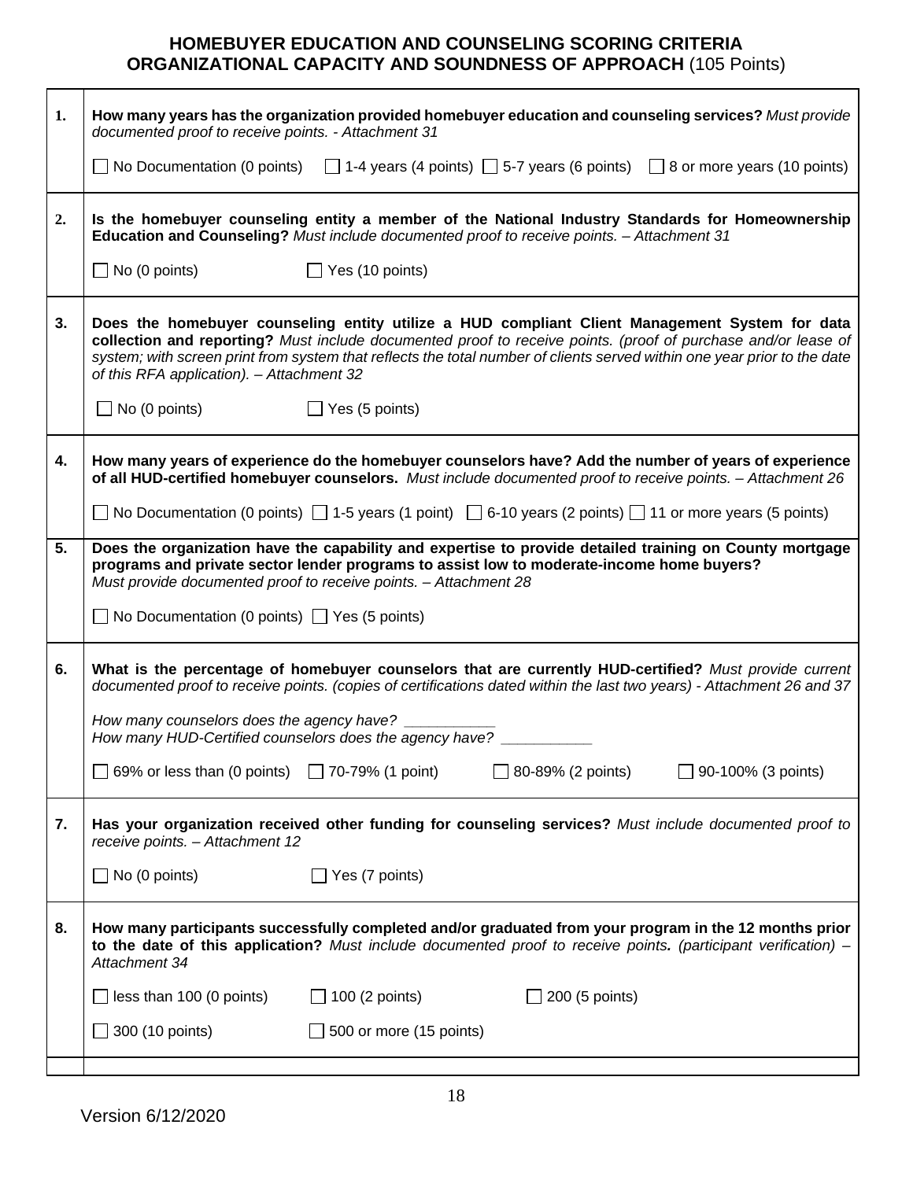# HOMEBUYER EDUCATION AND COUNSELING SCORING CRITERIA
## ORGANIZATIONAL CAPACITY AND SOUNDNESS OF APPROACH (105 Points)

| # | Criteria |
|---|---|
| 1. | **How many years has the organization provided homebuyer education and counseling services?** *Must provide documented proof to receive points. - Attachment 31*<br><br>☐ No Documentation (0 points) ☐ 1-4 years (4 points) ☐ 5-7 years (6 points) ☐ 8 or more years (10 points) |
| 2. | **Is the homebuyer counseling entity a member of the National Industry Standards for Homeownership Education and Counseling?** *Must include documented proof to receive points. – Attachment 31*<br><br>☐ No (0 points) ☐ Yes (10 points) |
| 3. | **Does the homebuyer counseling entity utilize a HUD compliant Client Management System for data collection and reporting?** *Must include documented proof to receive points. (proof of purchase and/or lease of system; with screen print from system that reflects the total number of clients served within one year prior to the date of this RFA application). – Attachment 32*<br><br>☐ No (0 points) ☐ Yes (5 points) |
| 4. | **How many years of experience do the homebuyer counselors have? Add the number of years of experience of all HUD-certified homebuyer counselors.** *Must include documented proof to receive points. – Attachment 26*<br><br>☐ No Documentation (0 points) ☐ 1-5 years (1 point) ☐ 6-10 years (2 points) ☐ 11 or more years (5 points) |
| 5. | **Does the organization have the capability and expertise to provide detailed training on County mortgage programs and private sector lender programs to assist low to moderate-income home buyers?** *Must provide documented proof to receive points. – Attachment 28*<br><br>☐ No Documentation (0 points) ☐ Yes (5 points) |
| 6. | **What is the percentage of homebuyer counselors that are currently HUD-certified?** *Must provide current documented proof to receive points. (copies of certifications dated within the last two years) - Attachment 26 and 37*<br><br>*How many counselors does the agency have?* __________<br>*How many HUD-Certified counselors does the agency have?* __________<br><br>☐ 69% or less than (0 points) ☐ 70-79% (1 point) ☐ 80-89% (2 points) ☐ 90-100% (3 points) |
| 7. | **Has your organization received other funding for counseling services?** *Must include documented proof to receive points. – Attachment 12*<br><br>☐ No (0 points) ☐ Yes (7 points) |
| 8. | **How many participants successfully completed and/or graduated from your program in the 12 months prior to the date of this application?** *Must include documented proof to receive points. (participant verification) – Attachment 34*<br><br>☐ less than 100 (0 points) ☐ 100 (2 points) ☐ 200 (5 points)<br>☐ 300 (10 points) ☐ 500 or more (15 points) |
| | |

Version 6/12/2020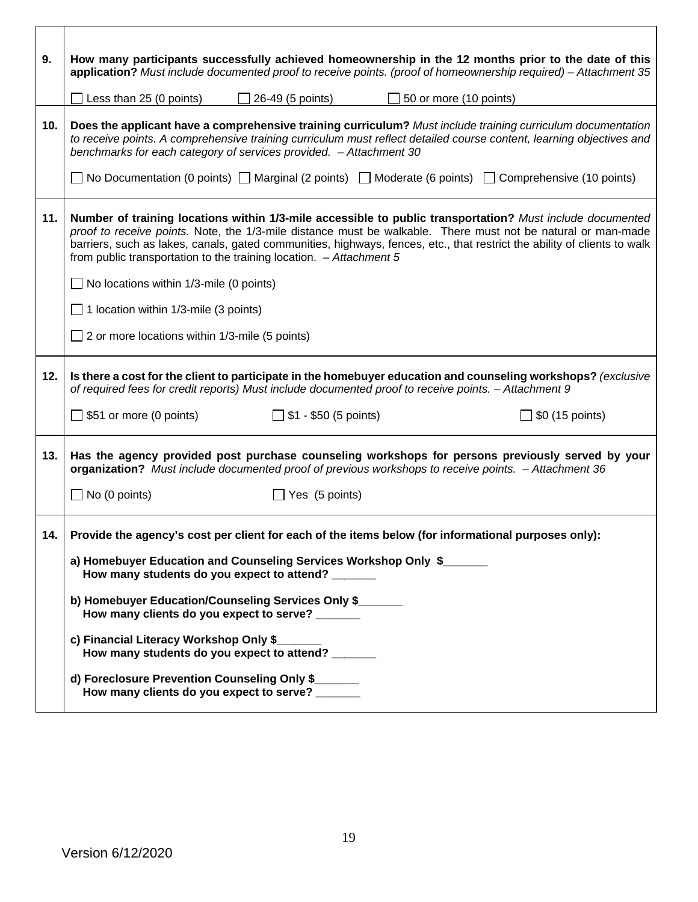| | |
|---|---|
| **9.** | **How many participants successfully achieved homeownership in the 12 months prior to the date of this application?** *Must include documented proof to receive points. (proof of homeownership required) – Attachment 35*<br><br>☐ Less than 25 (0 points) ☐ 26-49 (5 points) ☐ 50 or more (10 points) |
| **10.** | **Does the applicant have a comprehensive training curriculum?** *Must include training curriculum documentation to receive points. A comprehensive training curriculum must reflect detailed course content, learning objectives and benchmarks for each category of services provided. – Attachment 30*<br><br>☐ No Documentation (0 points) ☐ Marginal (2 points) ☐ Moderate (6 points) ☐ Comprehensive (10 points) |
| **11.** | **Number of training locations within 1/3-mile accessible to public transportation?** *Must include documented proof to receive points.* Note, the 1/3-mile distance must be walkable. There must not be natural or man-made barriers, such as lakes, canals, gated communities, highways, fences, etc., that restrict the ability of clients to walk from public transportation to the training location. – *Attachment 5*<br><br>☐ No locations within 1/3-mile (0 points)<br><br>☐ 1 location within 1/3-mile (3 points)<br><br>☐ 2 or more locations within 1/3-mile (5 points) |
| **12.** | **Is there a cost for the client to participate in the homebuyer education and counseling workshops?** *(exclusive of required fees for credit reports) Must include documented proof to receive points. – Attachment 9*<br><br>☐ $51 or more (0 points) ☐ $1 - $50 (5 points) ☐ $0 (15 points) |
| **13.** | **Has the agency provided post purchase counseling workshops for persons previously served by your organization?** *Must include documented proof of previous workshops to receive points. – Attachment 36*<br><br>☐ No (0 points) ☐ Yes (5 points) |
| **14.** | **Provide the agency's cost per client for each of the items below (for informational purposes only):**<br><br>**a) Homebuyer Education and Counseling Services Workshop Only $_______**<br>**How many students do you expect to attend? _______**<br><br>**b) Homebuyer Education/Counseling Services Only $_______**<br>**How many clients do you expect to serve? _______**<br><br>**c) Financial Literacy Workshop Only $_______**<br>**How many students do you expect to attend? _______**<br><br>**d) Foreclosure Prevention Counseling Only $_______**<br>**How many clients do you expect to serve? _______** |

Version 6/12/2020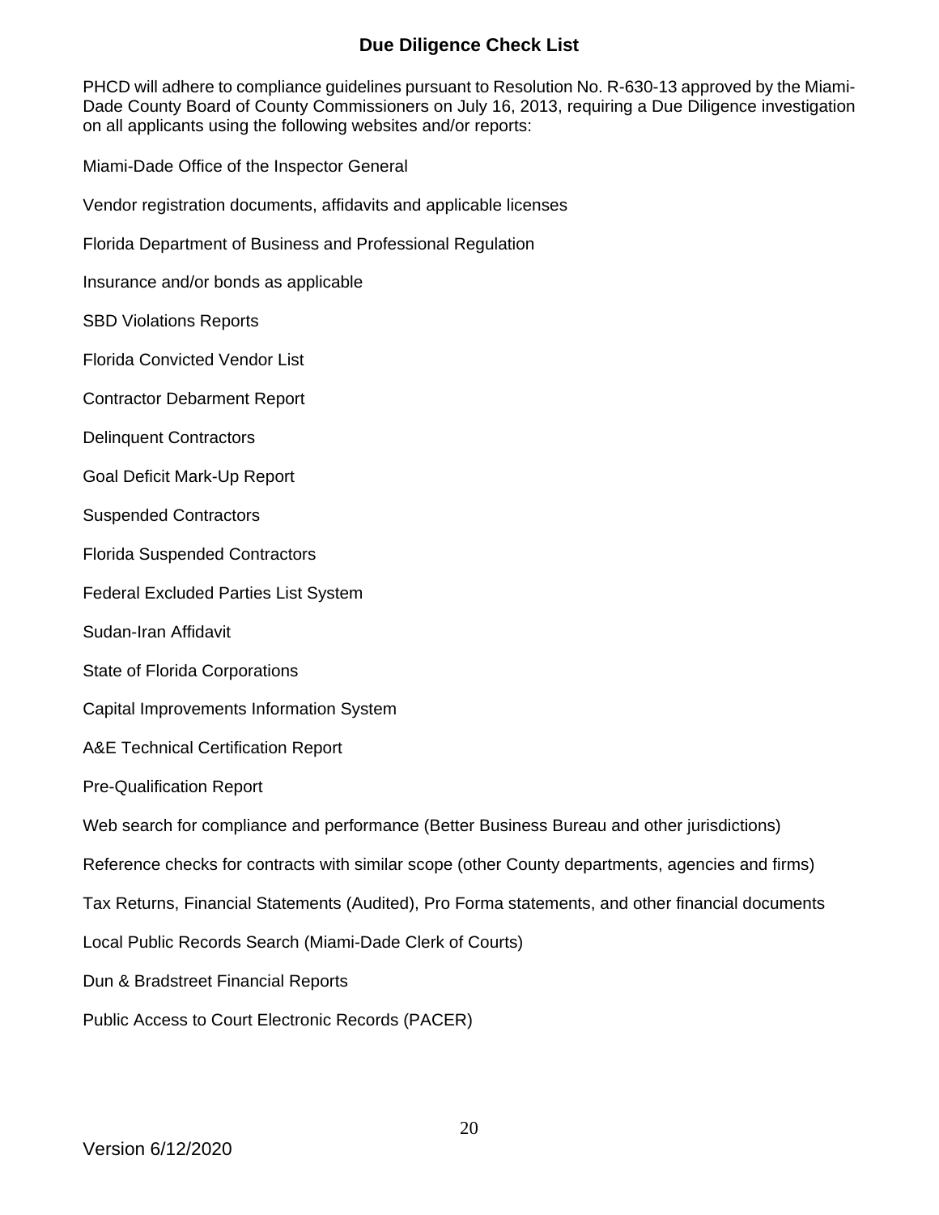# Due Diligence Check List

PHCD will adhere to compliance guidelines pursuant to Resolution No. R-630-13 approved by the Miami-Dade County Board of County Commissioners on July 16, 2013, requiring a Due Diligence investigation on all applicants using the following websites and/or reports:

Miami-Dade Office of the Inspector General

Vendor registration documents, affidavits and applicable licenses

Florida Department of Business and Professional Regulation

Insurance and/or bonds as applicable

SBD Violations Reports

Florida Convicted Vendor List

Contractor Debarment Report

Delinquent Contractors

Goal Deficit Mark-Up Report

Suspended Contractors

Florida Suspended Contractors

Federal Excluded Parties List System

Sudan-Iran Affidavit

State of Florida Corporations

Capital Improvements Information System

A&E Technical Certification Report

Pre-Qualification Report

Web search for compliance and performance (Better Business Bureau and other jurisdictions)

Reference checks for contracts with similar scope (other County departments, agencies and firms)

Tax Returns, Financial Statements (Audited), Pro Forma statements, and other financial documents

Local Public Records Search (Miami-Dade Clerk of Courts)

Dun & Bradstreet Financial Reports

Public Access to Court Electronic Records (PACER)

Version 6/12/2020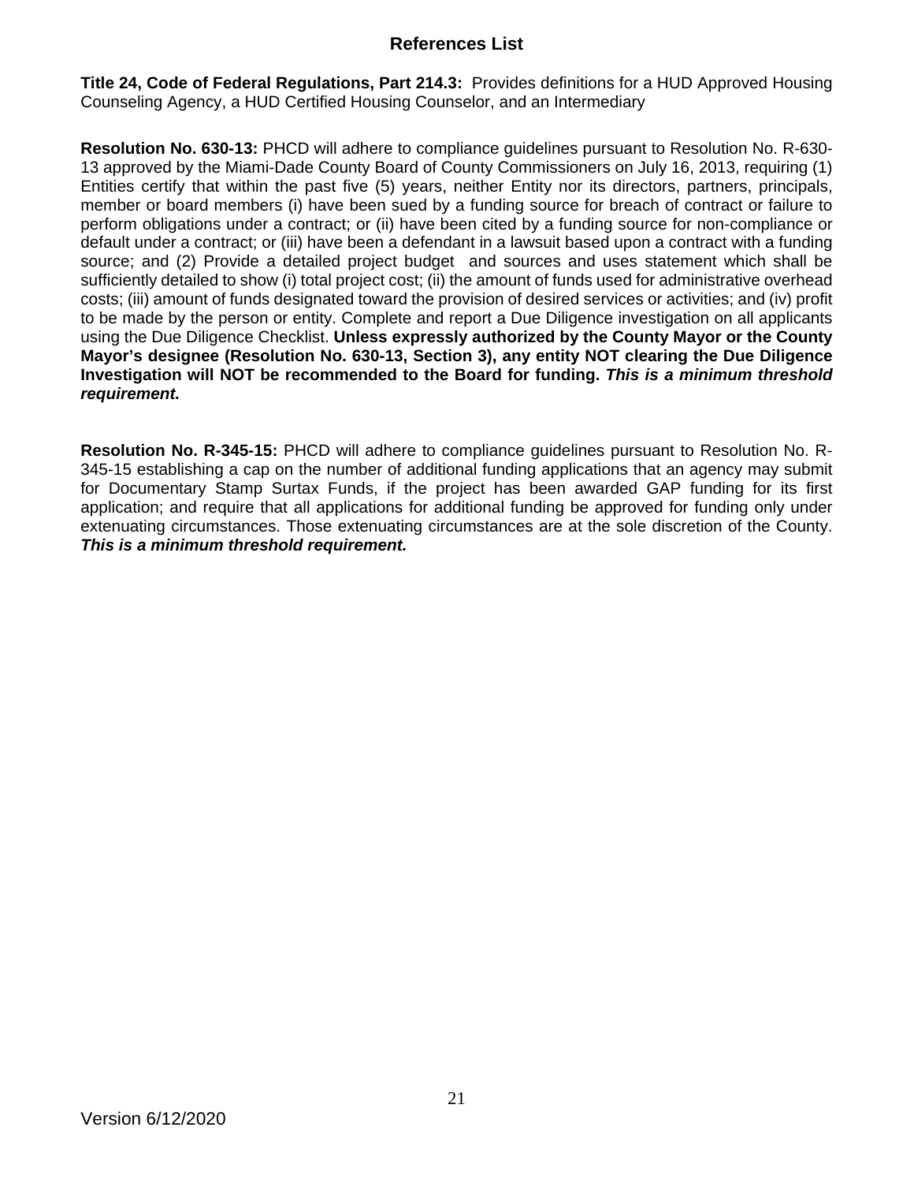## References List

**Title 24, Code of Federal Regulations, Part 214.3:** Provides definitions for a HUD Approved Housing Counseling Agency, a HUD Certified Housing Counselor, and an Intermediary

**Resolution No. 630-13:** PHCD will adhere to compliance guidelines pursuant to Resolution No. R-630-13 approved by the Miami-Dade County Board of County Commissioners on July 16, 2013, requiring (1) Entities certify that within the past five (5) years, neither Entity nor its directors, partners, principals, member or board members (i) have been sued by a funding source for breach of contract or failure to perform obligations under a contract; or (ii) have been cited by a funding source for non-compliance or default under a contract; or (iii) have been a defendant in a lawsuit based upon a contract with a funding source; and (2) Provide a detailed project budget and sources and uses statement which shall be sufficiently detailed to show (i) total project cost; (ii) the amount of funds used for administrative overhead costs; (iii) amount of funds designated toward the provision of desired services or activities; and (iv) profit to be made by the person or entity. Complete and report a Due Diligence investigation on all applicants using the Due Diligence Checklist. **Unless expressly authorized by the County Mayor or the County Mayor's designee (Resolution No. 630-13, Section 3), any entity NOT clearing the Due Diligence Investigation will NOT be recommended to the Board for funding.** ***This is a minimum threshold requirement.***

**Resolution No. R-345-15:** PHCD will adhere to compliance guidelines pursuant to Resolution No. R-345-15 establishing a cap on the number of additional funding applications that an agency may submit for Documentary Stamp Surtax Funds, if the project has been awarded GAP funding for its first application; and require that all applications for additional funding be approved for funding only under extenuating circumstances. Those extenuating circumstances are at the sole discretion of the County. ***This is a minimum threshold requirement.***

Version 6/12/2020